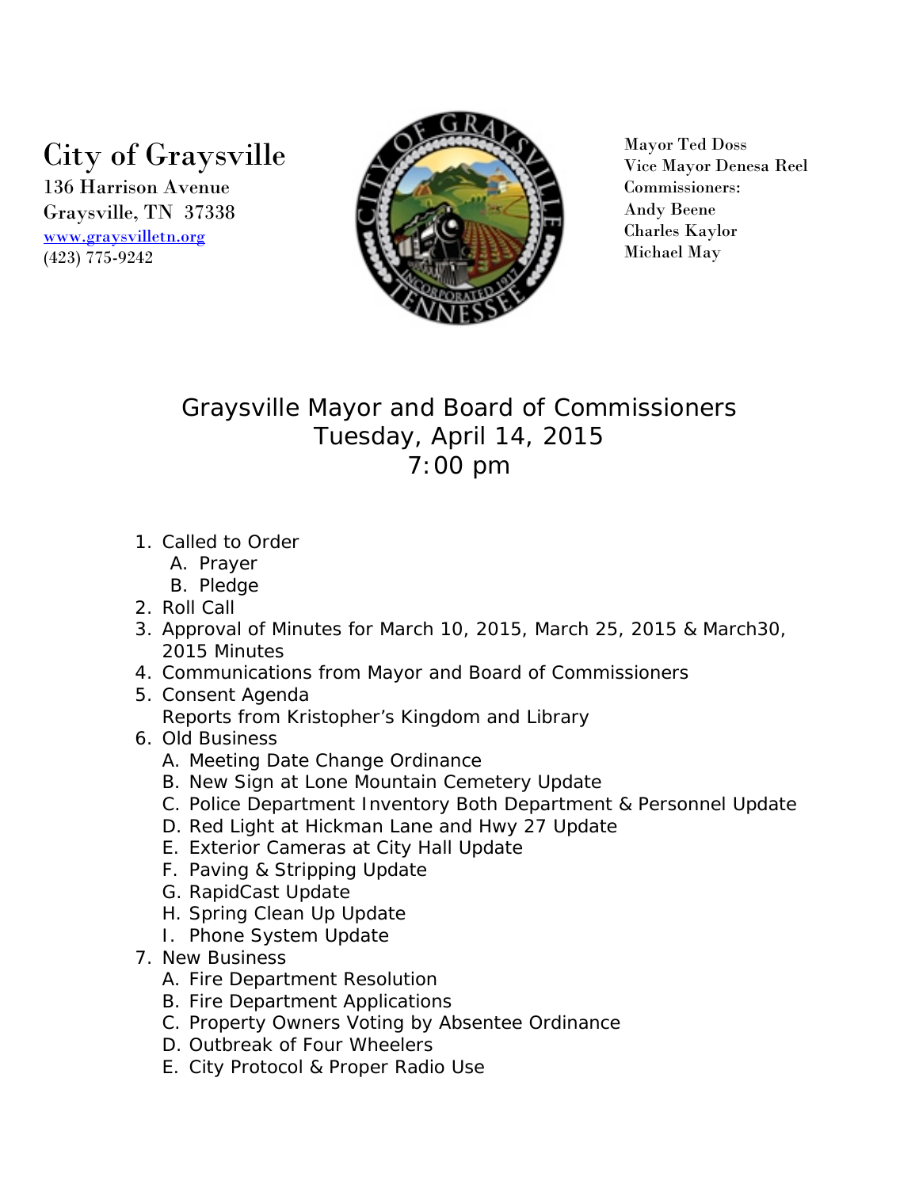# City of Graysville

136 Harrison Avenue
Graysville, TN 37338
[www.graysvilletn.org](http://www.graysvilletn.org)
(423) 775-9242

Mayor Ted Doss
Vice Mayor Denesa Reel
Commissioners:
Andy Beene
Charles Kaylor
Michael May

## Graysville Mayor and Board of Commissioners
## Tuesday, April 14, 2015
## 7:00 pm

1. Called to Order
   - A. Prayer
   - B. Pledge
2. Roll Call
3. Approval of Minutes for March 10, 2015, March 25, 2015 & March30, 2015 Minutes
4. Communications from Mayor and Board of Commissioners
5. Consent Agenda
   Reports from Kristopher's Kingdom and Library
6. Old Business
   - A. Meeting Date Change Ordinance
   - B. New Sign at Lone Mountain Cemetery Update
   - C. Police Department Inventory Both Department & Personnel Update
   - D. Red Light at Hickman Lane and Hwy 27 Update
   - E. Exterior Cameras at City Hall Update
   - F. Paving & Stripping Update
   - G. RapidCast Update
   - H. Spring Clean Up Update
   - I. Phone System Update
7. New Business
   - A. Fire Department Resolution
   - B. Fire Department Applications
   - C. Property Owners Voting by Absentee Ordinance
   - D. Outbreak of Four Wheelers
   - E. City Protocol & Proper Radio Use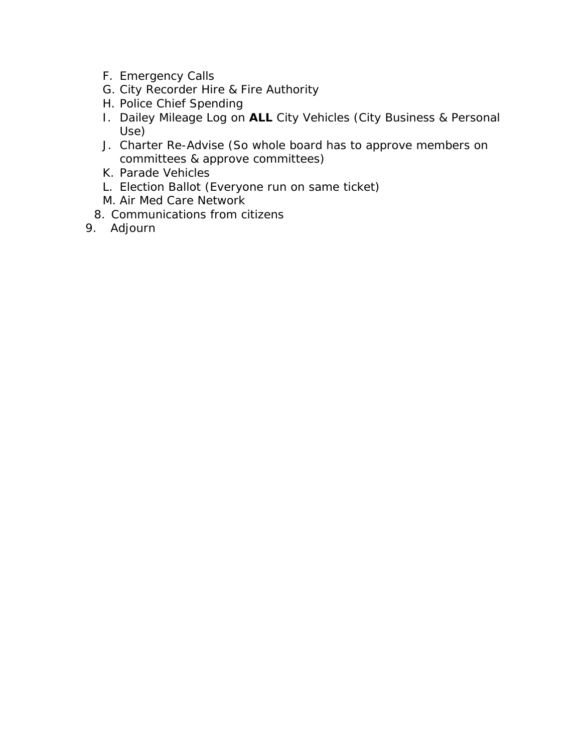F. Emergency Calls
G. City Recorder Hire & Fire Authority
H. Police Chief Spending
I. Dailey Mileage Log on **ALL** City Vehicles (City Business & Personal Use)
J. Charter Re-Advise (So whole board has to approve members on committees & approve committees)
K. Parade Vehicles
L. Election Ballot (Everyone run on same ticket)
M. Air Med Care Network

8. Communications from citizens
9. Adjourn